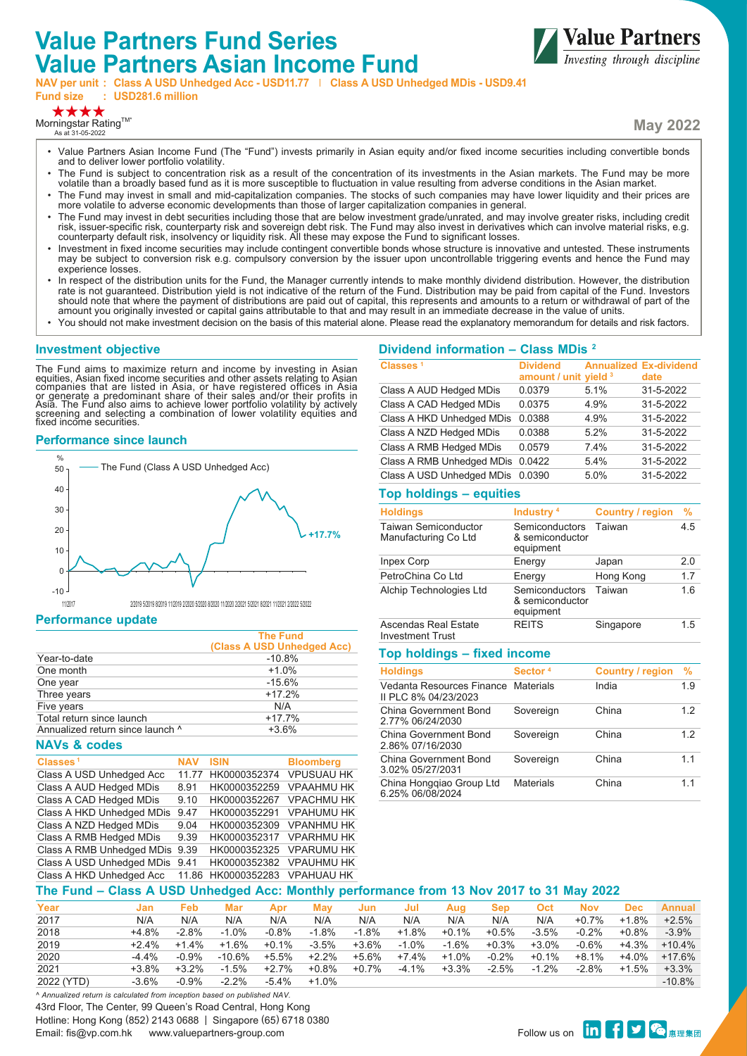# Value Partners Fund Series
# Value Partners Asian Income Fund

**NAV per unit : Class A USD Unhedged Acc - USD11.77 | Class A USD Unhedged MDis - USD9.41**
**Fund size : USD281.6 million**

★★★★
Morningstar Rating™*
As at 31-05-2022

Value Partners
Investing through discipline

**May 2022**

- Value Partners Asian Income Fund (The "Fund") invests primarily in Asian equity and/or fixed income securities including convertible bonds and to deliver lower portfolio volatility.
- The Fund is subject to concentration risk as a result of the concentration of its investments in the Asian markets. The Fund may be more volatile than a broadly based fund as it is more susceptible to fluctuation in value resulting from adverse conditions in the Asian market.
- The Fund may invest in small and mid-capitalization companies. The stocks of such companies may have lower liquidity and their prices are more volatile to adverse economic developments than those of larger capitalization companies in general.
- The Fund may invest in debt securities including those that are below investment grade/unrated, and may involve greater risks, including credit risk, issuer-specific risk, counterparty risk and sovereign debt risk. The Fund may also invest in derivatives which can involve material risks, e.g. counterparty default risk, insolvency or liquidity risk. All these may expose the Fund to significant losses.
- Investment in fixed income securities may include contingent convertible bonds whose structure is innovative and untested. These instruments may be subject to conversion risk e.g. compulsory conversion by the issuer upon uncontrollable triggering events and hence the Fund may experience losses.
- In respect of the distribution units for the Fund, the Manager currently intends to make monthly dividend distribution. However, the distribution rate is not guaranteed. Distribution yield is not indicative of the return of the Fund. Distribution may be paid from capital of the Fund. Investors should note that where the payment of distributions are paid out of capital, this represents and amounts to a return or withdrawal of part of the amount you originally invested or capital gains attributable to that and may result in an immediate decrease in the value of units.
- You should not make investment decision on the basis of this material alone. Please read the explanatory memorandum for details and risk factors.

## Investment objective

The Fund aims to maximize return and income by investing in Asian equities, Asian fixed income securities and other assets relating to Asian companies that are listed in Asia, or have registered offices in Asia or generate a predominant share of their sales and/or their profits in Asia. The Fund also aims to achieve lower portfolio volatility by actively screening and selecting a combination of lower volatility equities and fixed income securities.

## Performance since launch

The Fund (Class A USD Unhedged Acc): +17.7%

## Performance update

| | The Fund (Class A USD Unhedged Acc) |
|---|---|
| Year-to-date | -10.8% |
| One month | +1.0% |
| One year | -15.6% |
| Three years | +17.2% |
| Five years | N/A |
| Total return since launch | +17.7% |
| Annualized return since launch ^ | +3.6% |

## NAVs & codes

| Classes [1] | NAV | ISIN | Bloomberg |
|---|---|---|---|
| Class A USD Unhedged Acc | 11.77 | HK0000352374 | VPUSUAU HK |
| Class A AUD Hedged MDis | 8.91 | HK0000352259 | VPAAHMU HK |
| Class A CAD Hedged MDis | 9.10 | HK0000352267 | VPACHMU HK |
| Class A HKD Unhedged MDis | 9.47 | HK0000352291 | VPAHUMU HK |
| Class A NZD Hedged MDis | 9.04 | HK0000352309 | VPANHMU HK |
| Class A RMB Hedged MDis | 9.39 | HK0000352317 | VPARHMU HK |
| Class A RMB Unhedged MDis | 9.39 | HK0000352325 | VPARUMU HK |
| Class A USD Unhedged MDis | 9.41 | HK0000352382 | VPAUHMU HK |
| Class A HKD Unhedged Acc | 11.86 | HK0000352283 | VPAHUAU HK |

## Dividend information – Class MDis [2]

| Classes [1] | Dividend amount / unit | Annualized yield [3] | Ex-dividend date |
|---|---|---|---|
| Class A AUD Hedged MDis | 0.0379 | 5.1% | 31-5-2022 |
| Class A CAD Hedged MDis | 0.0375 | 4.9% | 31-5-2022 |
| Class A HKD Unhedged MDis | 0.0388 | 4.9% | 31-5-2022 |
| Class A NZD Hedged MDis | 0.0388 | 5.2% | 31-5-2022 |
| Class A RMB Hedged MDis | 0.0579 | 7.4% | 31-5-2022 |
| Class A RMB Unhedged MDis | 0.0422 | 5.4% | 31-5-2022 |
| Class A USD Unhedged MDis | 0.0390 | 5.0% | 31-5-2022 |

## Top holdings – equities

| Holdings | Industry [4] | Country / region | % |
|---|---|---|---|
| Taiwan Semiconductor Manufacturing Co Ltd | Semiconductors & semiconductor equipment | Taiwan | 4.5 |
| Inpex Corp | Energy | Japan | 2.0 |
| PetroChina Co Ltd | Energy | Hong Kong | 1.7 |
| Alchip Technologies Ltd | Semiconductors & semiconductor equipment | Taiwan | 1.6 |
| Ascendas Real Estate Investment Trust | REITS | Singapore | 1.5 |

## Top holdings – fixed income

| Holdings | Sector [4] | Country / region | % |
|---|---|---|---|
| Vedanta Resources Finance II PLC 8% 04/23/2023 | Materials | India | 1.9 |
| China Government Bond 2.77% 06/24/2030 | Sovereign | China | 1.2 |
| China Government Bond 2.86% 07/16/2030 | Sovereign | China | 1.2 |
| China Government Bond 3.02% 05/27/2031 | Sovereign | China | 1.1 |
| China Hongqiao Group Ltd 6.25% 06/08/2024 | Materials | China | 1.1 |

## The Fund – Class A USD Unhedged Acc: Monthly performance from 13 Nov 2017 to 31 May 2022

| Year | Jan | Feb | Mar | Apr | May | Jun | Jul | Aug | Sep | Oct | Nov | Dec | Annual |
|---|---|---|---|---|---|---|---|---|---|---|---|---|---|
| 2017 | N/A | N/A | N/A | N/A | N/A | N/A | N/A | N/A | N/A | N/A | +0.7% | +1.8% | +2.5% |
| 2018 | +4.8% | -2.8% | -1.0% | -0.8% | -1.8% | -1.8% | +1.8% | +0.1% | +0.5% | -3.5% | -0.2% | +0.8% | -3.9% |
| 2019 | +2.4% | +1.4% | +1.6% | +0.1% | -3.5% | +3.6% | -1.0% | -1.6% | +0.3% | +3.0% | -0.6% | +4.3% | +10.4% |
| 2020 | -4.4% | -0.9% | -10.6% | +5.5% | +2.2% | +5.6% | +7.4% | +1.0% | -0.2% | +0.1% | +8.1% | +4.0% | +17.6% |
| 2021 | +3.8% | +3.2% | -1.5% | +2.7% | +0.8% | +0.7% | -4.1% | +3.3% | -2.5% | -1.2% | -2.8% | +1.5% | +3.3% |
| 2022 (YTD) | -3.6% | -0.9% | -2.2% | -5.4% | +1.0% | | | | | | | | -10.8% |

*^ Annualized return is calculated from inception based on published NAV.*

43rd Floor, The Center, 99 Queen's Road Central, Hong Kong
Hotline: Hong Kong (852) 2143 0688 | Singapore (65) 6718 0380
Email: fis@vp.com.hk www.valuepartners-group.com

Follow us on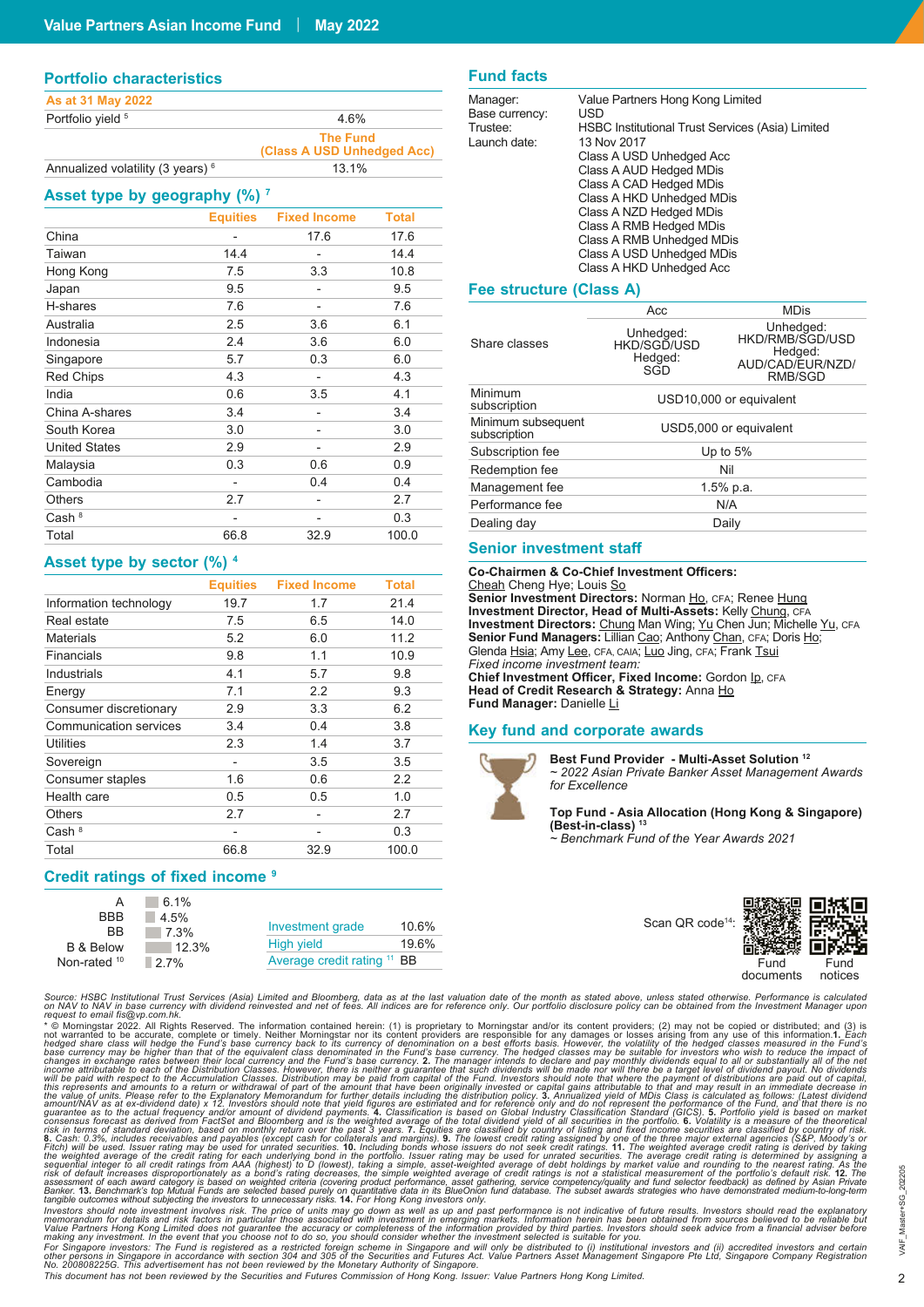## Portfolio characteristics

| As at 31 May 2022 | |
|---|---|
| Portfolio yield [5] | 4.6% |
| | The Fund (Class A USD Unhedged Acc) |
| Annualized volatility (3 years) [6] | 13.1% |

## Asset type by geography (%) [7]

| | Equities | Fixed Income | Total |
|---|---|---|---|
| China | - | 17.6 | 17.6 |
| Taiwan | 14.4 | - | 14.4 |
| Hong Kong | 7.5 | 3.3 | 10.8 |
| Japan | 9.5 | - | 9.5 |
| H-shares | 7.6 | - | 7.6 |
| Australia | 2.5 | 3.6 | 6.1 |
| Indonesia | 2.4 | 3.6 | 6.0 |
| Singapore | 5.7 | 0.3 | 6.0 |
| Red Chips | 4.3 | - | 4.3 |
| India | 0.6 | 3.5 | 4.1 |
| China A-shares | 3.4 | - | 3.4 |
| South Korea | 3.0 | - | 3.0 |
| United States | 2.9 | - | 2.9 |
| Malaysia | 0.3 | 0.6 | 0.9 |
| Cambodia | - | 0.4 | 0.4 |
| Others | 2.7 | - | 2.7 |
| Cash [8] | - | - | 0.3 |
| Total | 66.8 | 32.9 | 100.0 |

## Asset type by sector (%) [4]

| | Equities | Fixed Income | Total |
|---|---|---|---|
| Information technology | 19.7 | 1.7 | 21.4 |
| Real estate | 7.5 | 6.5 | 14.0 |
| Materials | 5.2 | 6.0 | 11.2 |
| Financials | 9.8 | 1.1 | 10.9 |
| Industrials | 4.1 | 5.7 | 9.8 |
| Energy | 7.1 | 2.2 | 9.3 |
| Consumer discretionary | 2.9 | 3.3 | 6.2 |
| Communication services | 3.4 | 0.4 | 3.8 |
| Utilities | 2.3 | 1.4 | 3.7 |
| Sovereign | - | 3.5 | 3.5 |
| Consumer staples | 1.6 | 0.6 | 2.2 |
| Health care | 0.5 | 0.5 | 1.0 |
| Others | 2.7 | - | 2.7 |
| Cash [8] | - | - | 0.3 |
| Total | 66.8 | 32.9 | 100.0 |

## Credit ratings of fixed income [9]

A 6.1%
BBB 4.5%
BB 7.3%
B & Below 12.3%
Non-rated [10] 2.7%

| | |
|---|---|
| Investment grade | 10.6% |
| High yield | 19.6% |
| Average credit rating [11] | BB |

## Fund facts

| | |
|---|---|
| Manager: | Value Partners Hong Kong Limited |
| Base currency: | USD |
| Trustee: | HSBC Institutional Trust Services (Asia) Limited |
| Launch date: | 13 Nov 2017<br>Class A USD Unhedged Acc<br>Class A AUD Hedged MDis<br>Class A CAD Hedged MDis<br>Class A HKD Unhedged MDis<br>Class A NZD Hedged MDis<br>Class A RMB Hedged MDis<br>Class A RMB Unhedged MDis<br>Class A USD Unhedged MDis<br>Class A HKD Unhedged Acc |

## Fee structure (Class A)

| | Acc | MDis |
|---|---|---|
| Share classes | Unhedged: HKD/SGD/USD<br>Hedged: SGD | Unhedged: HKD/RMB/SGD/USD<br>Hedged: AUD/CAD/EUR/NZD/RMB/SGD |
| Minimum subscription | USD10,000 or equivalent | |
| Minimum subsequent subscription | USD5,000 or equivalent | |
| Subscription fee | Up to 5% | |
| Redemption fee | Nil | |
| Management fee | 1.5% p.a. | |
| Performance fee | N/A | |
| Dealing day | Daily | |

## Senior investment staff

**Co-Chairmen & Co-Chief Investment Officers:** Cheah Cheng Hye; Louis So
**Senior Investment Directors:** Norman Ho, CFA; Renee Hung
**Investment Director, Head of Multi-Assets:** Kelly Chung, CFA
**Investment Directors:** Chung Man Wing; Yu Chen Jun; Michelle Yu, CFA
**Senior Fund Managers:** Lillian Cao; Anthony Chan, CFA; Doris Ho; Glenda Hsia; Amy Lee, CFA, CAIA; Luo Jing, CFA; Frank Tsui
*Fixed income investment team:*
**Chief Investment Officer, Fixed Income:** Gordon Ip, CFA
**Head of Credit Research & Strategy:** Anna Ho
**Fund Manager:** Danielle Li

## Key fund and corporate awards

**Best Fund Provider - Multi-Asset Solution** [12]
*~ 2022 Asian Private Banker Asset Management Awards for Excellence*

**Top Fund - Asia Allocation (Hong Kong & Singapore) (Best-in-class)** [13]
*~ Benchmark Fund of the Year Awards 2021*

Scan QR code[14]: Fund documents | Fund notices

*Source: HSBC Institutional Trust Services (Asia) Limited and Bloomberg, data as at the last valuation date of the month as stated above, unless stated otherwise. Performance is calculated on NAV to NAV in base currency with dividend reinvested and net of fees. All indices are for reference only. Our portfolio disclosure policy can be obtained from the Investment Manager upon request to email fis@vp.com.hk.*

*\* © Morningstar 2022. All Rights Reserved. The information contained herein: (1) is proprietary to Morningstar and/or its content providers; (2) may not be copied or distributed; and (3) is not warranted to be accurate, complete or timely. Neither Morningstar nor its content providers are responsible for any damages or losses arising from any use of this information.* **1.** *Each hedged share class will hedge the Fund's base currency back to its currency of denomination on a best efforts basis. However, the volatility of the hedged classes measured in the Fund's base currency may be higher than that of the equivalent class denominated in the Fund's base currency. The hedged classes may be suitable for investors who wish to reduce the impact of changes in exchange rates between their local currency and the Fund's base currency.* **2.** *The manager intends to declare and pay monthly dividends equal to all or substantially all of the net income attributable to each of the Distribution Classes. However, there is neither a guarantee that such dividends will be made nor will there be a target level of dividend payout. No dividends will be paid with respect to the Accumulation Classes. Distribution may be paid from capital of the Fund. Investors should note that where the payment of distributions are paid out of capital, this represents and amounts to a return or withdrawal of part of the amount that have been originally invested or capital gains attributable to that and may result in an immediate decrease in the value of units. Please refer to the Explanatory Memorandum for further details including the distribution policy.* **3.** *Annualized yield of MDis Class is calculated as follows: (Latest dividend amount/NAV as at ex-dividend date) x 12. Investors should note that yield figures are estimated and for reference only and do not represent the performance of the Fund, and that there is no guarantee as to the actual frequency and/or amount of dividend payments.* **4.** *Classification is based on Global Industry Classification Standard (GICS).* **5.** *Portfolio yield is based on market consensus forecast as derived from FactSet and Bloomberg and is the weighted average of the total dividend yield of all securities in the portfolio.* **6.** *Volatility is a measure of the theoretical risk in terms of standard deviation, based on monthly return over the past 3 years.* **7.** *Equities are classified by country of listing and fixed income securities are classified by country of risk.* **8.** *Cash: 0.3%, includes receivables and payables (except cash for collaterals and margins).* **9.** *The lowest credit rating assigned by one of the three major external agencies (S&P, Moody's or Fitch) will be used. Issuer rating may be used for unrated securities.* **10.** *Including bonds whose issuers do not seek credit ratings.* **11.** *The weighted average credit rating is derived by taking the weighted average of the credit rating for each underlying bond in the portfolio. Issuer rating may be used for unrated securities. The average credit rating is determined by assigning a sequential integer to all credit ratings from AAA (highest) to D (lowest), taking a simple, asset-weighted average of debt holdings by market value and rounding to the nearest rating. As the risk of default increases disproportionately as a bond's rating decreases, the simple weighted average of credit ratings is not a statistical measurement of the portfolio's default risk.* **12.** *The assessment of each award category is based on specified criteria (covering product performance, asset gathering, service competency/quality and fund selector feedback) as defined by Asian Private Banker.* **13.** *Benchmark's top Mutual Funds are selected based purely on quantitative data in its BlueOnion fund database. The subset awards strategies who have demonstrated medium-to-long-term tangible outcomes without subjecting the investors to unnecessary risks.* **14.** *For Hong Kong investors only.*

*Investors should note investment involves risk. The price of units may go down as well as up and past performance is not indicative of future results. Investors should read the explanatory memorandum for details and risk factors in particular those associated with investment in emerging markets. Information herein has been obtained from sources believed to be reliable but Value Partners Hong Kong Limited does not guarantee the accuracy or completeness of the information provided by third parties. Investors should seek advice from a financial adviser before making any investment. In the event that you choose not to do so, you should consider whether the investment selected is suitable for you.*

*For Singapore investors: The Fund is registered as a restricted foreign scheme in Singapore and will only be distributed to (i) institutional investors and (ii) accredited investors and certain other persons in Singapore in accordance with section 304 and 305 of the Securities and Futures Act. Value Partners Asset Management Singapore Pte Ltd, Singapore Company Registration No. 200808225G. This advertisement has not been reviewed by the Monetary Authority of Singapore.*

*This document has not been reviewed by the Securities and Futures Commission of Hong Kong. Issuer: Value Partners Hong Kong Limited.*

VAIF_Master+SG_202205